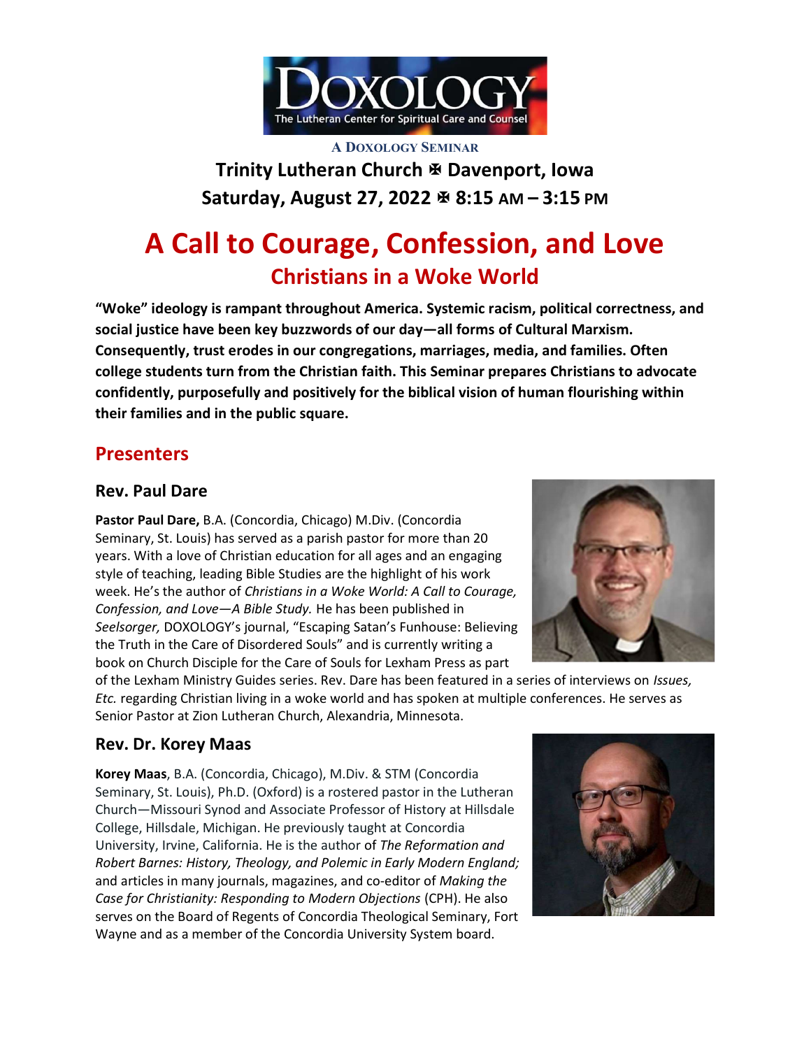DOXOLOGY
The Lutheran Center for Spiritual Care and Counsel

A DOXOLOGY SEMINAR

**Trinity Lutheran Church ✠ Davenport, Iowa**
**Saturday, August 27, 2022 ✠ 8:15 AM – 3:15 PM**

# A Call to Courage, Confession, and Love

## Christians in a Woke World

**"Woke" ideology is rampant throughout America. Systemic racism, political correctness, and social justice have been key buzzwords of our day—all forms of Cultural Marxism. Consequently, trust erodes in our congregations, marriages, media, and families. Often college students turn from the Christian faith. This Seminar prepares Christians to advocate confidently, purposefully and positively for the biblical vision of human flourishing within their families and in the public square.**

## Presenters

### Rev. Paul Dare

**Pastor Paul Dare,** B.A. (Concordia, Chicago) M.Div. (Concordia Seminary, St. Louis) has served as a parish pastor for more than 20 years. With a love of Christian education for all ages and an engaging style of teaching, leading Bible Studies are the highlight of his work week. He's the author of *Christians in a Woke World: A Call to Courage, Confession, and Love—A Bible Study.* He has been published in *Seelsorger,* DOXOLOGY's journal, "Escaping Satan's Funhouse: Believing the Truth in the Care of Disordered Souls" and is currently writing a book on Church Disciple for the Care of Souls for Lexham Press as part of the Lexham Ministry Guides series. Rev. Dare has been featured in a series of interviews on *Issues, Etc.* regarding Christian living in a woke world and has spoken at multiple conferences. He serves as Senior Pastor at Zion Lutheran Church, Alexandria, Minnesota.

### Rev. Dr. Korey Maas

**Korey Maas**, B.A. (Concordia, Chicago), M.Div. & STM (Concordia Seminary, St. Louis), Ph.D. (Oxford) is a rostered pastor in the Lutheran Church—Missouri Synod and Associate Professor of History at Hillsdale College, Hillsdale, Michigan. He previously taught at Concordia University, Irvine, California. He is the author of *The Reformation and Robert Barnes: History, Theology, and Polemic in Early Modern England;* and articles in many journals, magazines, and co-editor of *Making the Case for Christianity: Responding to Modern Objections* (CPH). He also serves on the Board of Regents of Concordia Theological Seminary, Fort Wayne and as a member of the Concordia University System board.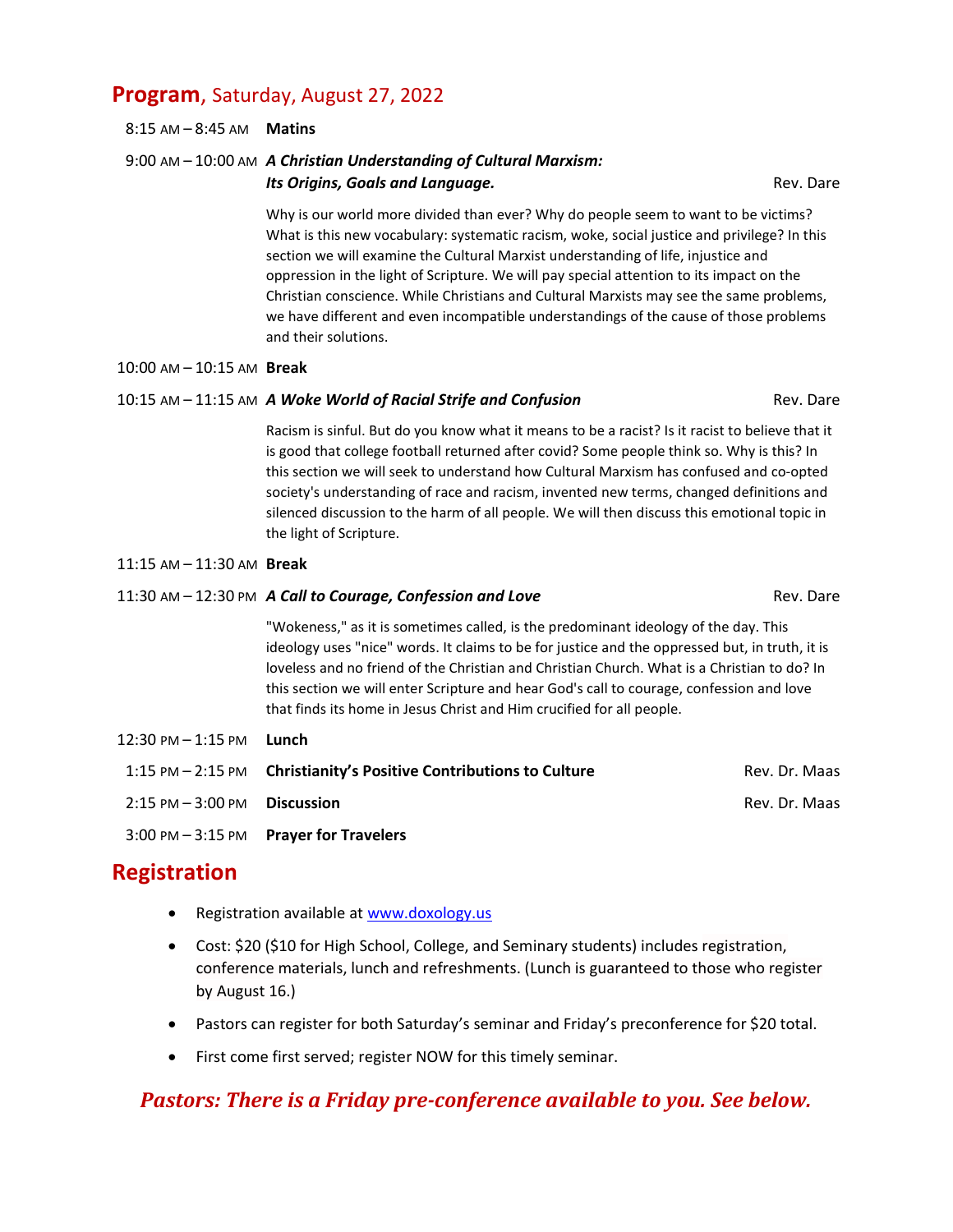## **Program**, Saturday, August 27, 2022

8:15 AM – 8:45 AM **Matins**

9:00 AM – 10:00 AM ***A Christian Understanding of Cultural Marxism: Its Origins, Goals and Language.*** Rev. Dare

Why is our world more divided than ever? Why do people seem to want to be victims? What is this new vocabulary: systematic racism, woke, social justice and privilege? In this section we will examine the Cultural Marxist understanding of life, injustice and oppression in the light of Scripture. We will pay special attention to its impact on the Christian conscience. While Christians and Cultural Marxists may see the same problems, we have different and even incompatible understandings of the cause of those problems and their solutions.

10:00 AM – 10:15 AM **Break**

10:15 AM – 11:15 AM ***A Woke World of Racial Strife and Confusion*** Rev. Dare

Racism is sinful. But do you know what it means to be a racist? Is it racist to believe that it is good that college football returned after covid? Some people think so. Why is this? In this section we will seek to understand how Cultural Marxism has confused and co-opted society's understanding of race and racism, invented new terms, changed definitions and silenced discussion to the harm of all people. We will then discuss this emotional topic in the light of Scripture.

11:15 AM – 11:30 AM **Break**

11:30 AM – 12:30 PM ***A Call to Courage, Confession and Love*** Rev. Dare

"Wokeness," as it is sometimes called, is the predominant ideology of the day. This ideology uses "nice" words. It claims to be for justice and the oppressed but, in truth, it is loveless and no friend of the Christian and Christian Church. What is a Christian to do? In this section we will enter Scripture and hear God's call to courage, confession and love that finds its home in Jesus Christ and Him crucified for all people.

12:30 PM – 1:15 PM **Lunch**

1:15 PM – 2:15 PM **Christianity's Positive Contributions to Culture** Rev. Dr. Maas

2:15 PM – 3:00 PM **Discussion** Rev. Dr. Maas

3:00 PM – 3:15 PM **Prayer for Travelers**

## **Registration**

- Registration available at www.doxology.us
- Cost: $20 ($10 for High School, College, and Seminary students) includes registration, conference materials, lunch and refreshments. (Lunch is guaranteed to those who register by August 16.)
- Pastors can register for both Saturday's seminar and Friday's preconference for $20 total.
- First come first served; register NOW for this timely seminar.

***Pastors: There is a Friday pre-conference available to you. See below.***